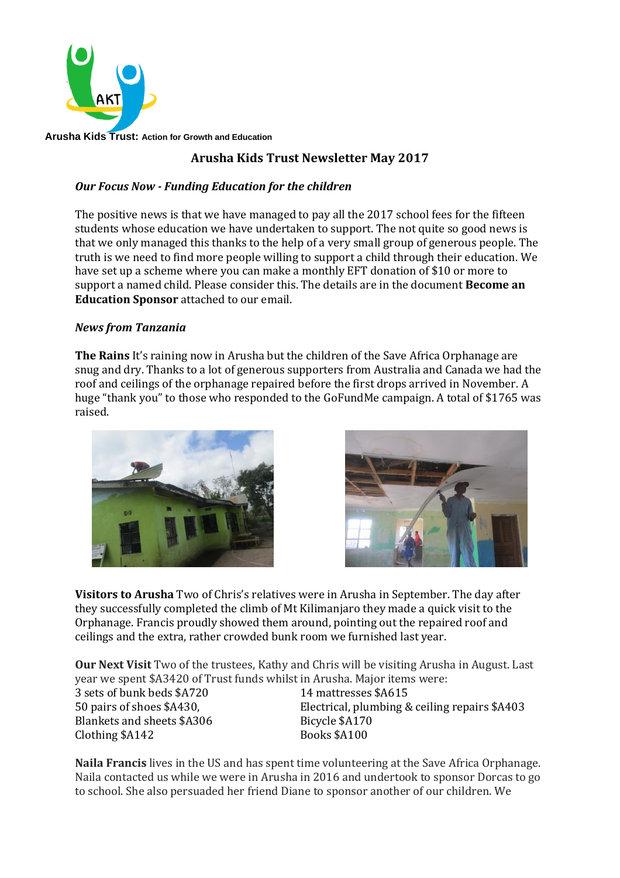Arusha Kids Trust: Action for Growth and Education

# Arusha Kids Trust Newsletter May 2017

## *Our Focus Now - Funding Education for the children*

The positive news is that we have managed to pay all the 2017 school fees for the fifteen students whose education we have undertaken to support. The not quite so good news is that we only managed this thanks to the help of a very small group of generous people. The truth is we need to find more people willing to support a child through their education. We have set up a scheme where you can make a monthly EFT donation of $10 or more to support a named child. Please consider this. The details are in the document **Become an Education Sponsor** attached to our email.

## *News from Tanzania*

**The Rains** It's raining now in Arusha but the children of the Save Africa Orphanage are snug and dry. Thanks to a lot of generous supporters from Australia and Canada we had the roof and ceilings of the orphanage repaired before the first drops arrived in November. A huge "thank you" to those who responded to the GoFundMe campaign. A total of $1765 was raised.

**Visitors to Arusha** Two of Chris's relatives were in Arusha in September. The day after they successfully completed the climb of Mt Kilimanjaro they made a quick visit to the Orphanage. Francis proudly showed them around, pointing out the repaired roof and ceilings and the extra, rather crowded bunk room we furnished last year.

**Our Next Visit** Two of the trustees, Kathy and Chris will be visiting Arusha in August. Last year we spent $A3420 of Trust funds whilst in Arusha. Major items were:

- 3 sets of bunk beds $A720
- 50 pairs of shoes $A430,
- Blankets and sheets $A306
- Clothing $A142
- 14 mattresses $A615
- Electrical, plumbing & ceiling repairs $A403
- Bicycle $A170
- Books $A100

**Naila Francis** lives in the US and has spent time volunteering at the Save Africa Orphanage. Naila contacted us while we were in Arusha in 2016 and undertook to sponsor Dorcas to go to school. She also persuaded her friend Diane to sponsor another of our children. We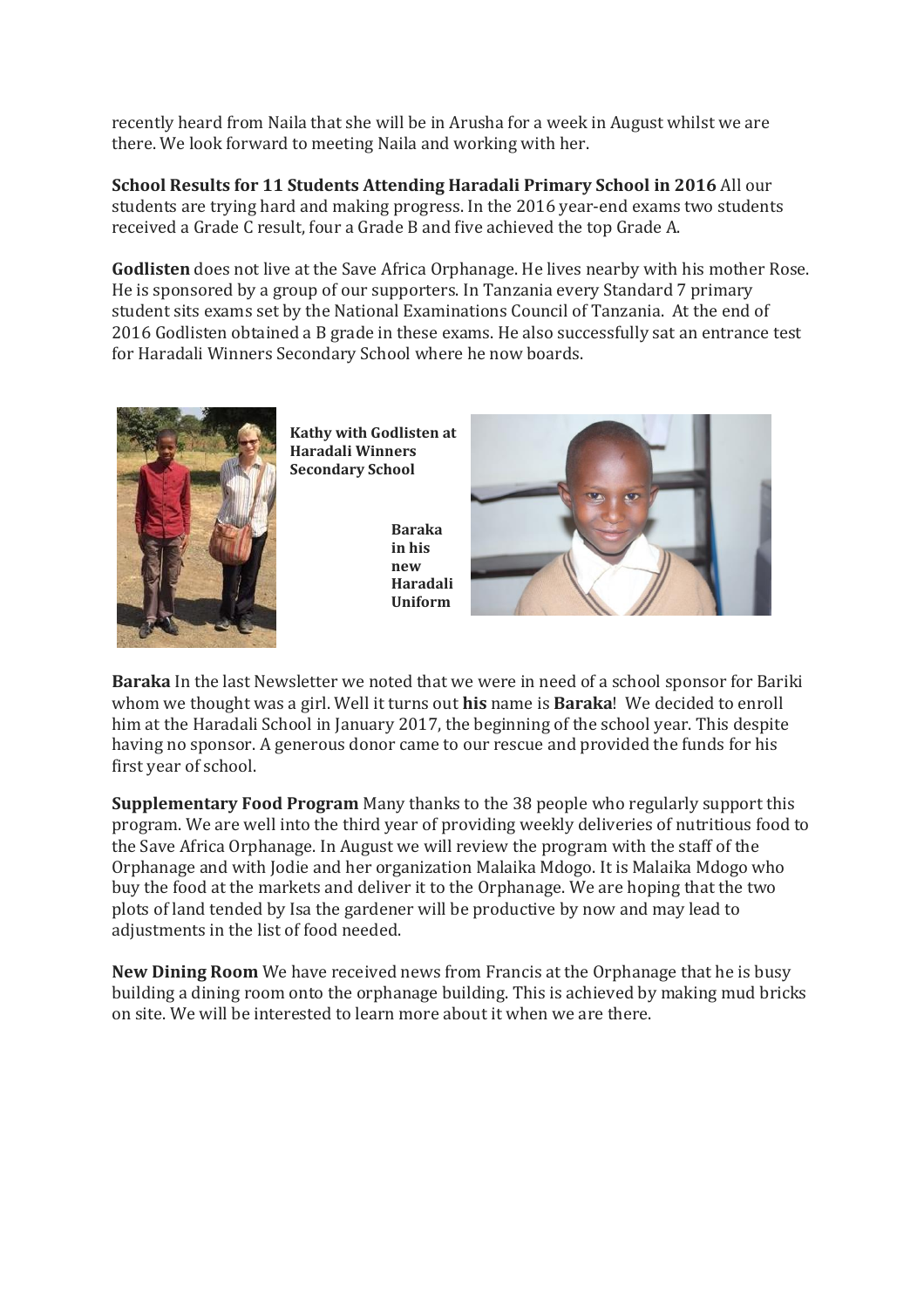recently heard from Naila that she will be in Arusha for a week in August whilst we are there. We look forward to meeting Naila and working with her.

**School Results for 11 Students Attending Haradali Primary School in 2016** All our students are trying hard and making progress. In the 2016 year-end exams two students received a Grade C result, four a Grade B and five achieved the top Grade A.

**Godlisten** does not live at the Save Africa Orphanage. He lives nearby with his mother Rose. He is sponsored by a group of our supporters. In Tanzania every Standard 7 primary student sits exams set by the National Examinations Council of Tanzania. At the end of 2016 Godlisten obtained a B grade in these exams. He also successfully sat an entrance test for Haradali Winners Secondary School where he now boards.

**Kathy with Godlisten at Haradali Winners Secondary School**

**Baraka in his new Haradali Uniform**

**Baraka** In the last Newsletter we noted that we were in need of a school sponsor for Bariki whom we thought was a girl. Well it turns out **his** name is **Baraka**! We decided to enroll him at the Haradali School in January 2017, the beginning of the school year. This despite having no sponsor. A generous donor came to our rescue and provided the funds for his first year of school.

**Supplementary Food Program** Many thanks to the 38 people who regularly support this program. We are well into the third year of providing weekly deliveries of nutritious food to the Save Africa Orphanage. In August we will review the program with the staff of the Orphanage and with Jodie and her organization Malaika Mdogo. It is Malaika Mdogo who buy the food at the markets and deliver it to the Orphanage. We are hoping that the two plots of land tended by Isa the gardener will be productive by now and may lead to adjustments in the list of food needed.

**New Dining Room** We have received news from Francis at the Orphanage that he is busy building a dining room onto the orphanage building. This is achieved by making mud bricks on site. We will be interested to learn more about it when we are there.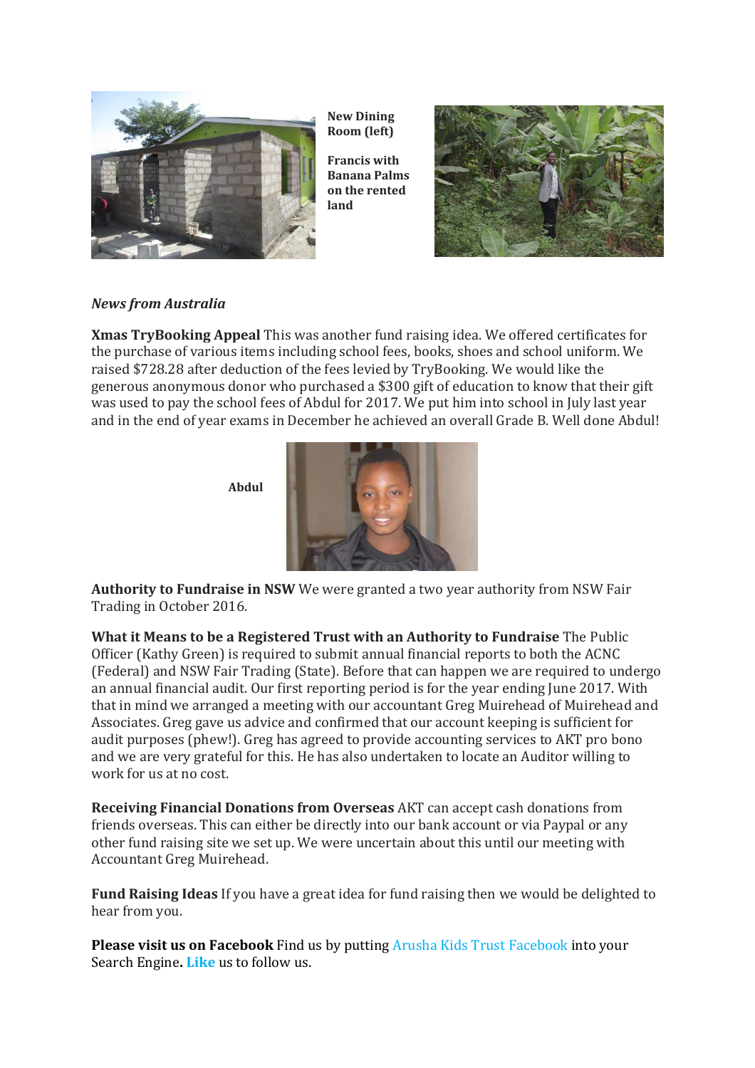**New Dining Room (left)**

**Francis with Banana Palms on the rented land**

*News from Australia*

**Xmas TryBooking Appeal** This was another fund raising idea. We offered certificates for the purchase of various items including school fees, books, shoes and school uniform. We raised $728.28 after deduction of the fees levied by TryBooking. We would like the generous anonymous donor who purchased a $300 gift of education to know that their gift was used to pay the school fees of Abdul for 2017. We put him into school in July last year and in the end of year exams in December he achieved an overall Grade B. Well done Abdul!

**Abdul**

**Authority to Fundraise in NSW** We were granted a two year authority from NSW Fair Trading in October 2016.

**What it Means to be a Registered Trust with an Authority to Fundraise** The Public Officer (Kathy Green) is required to submit annual financial reports to both the ACNC (Federal) and NSW Fair Trading (State). Before that can happen we are required to undergo an annual financial audit. Our first reporting period is for the year ending June 2017. With that in mind we arranged a meeting with our accountant Greg Muirehead of Muirehead and Associates. Greg gave us advice and confirmed that our account keeping is sufficient for audit purposes (phew!). Greg has agreed to provide accounting services to AKT pro bono and we are very grateful for this. He has also undertaken to locate an Auditor willing to work for us at no cost.

**Receiving Financial Donations from Overseas** AKT can accept cash donations from friends overseas. This can either be directly into our bank account or via Paypal or any other fund raising site we set up. We were uncertain about this until our meeting with Accountant Greg Muirehead.

**Fund Raising Ideas** If you have a great idea for fund raising then we would be delighted to hear from you.

**Please visit us on Facebook** Find us by putting Arusha Kids Trust Facebook into your Search Engine**. Like** us to follow us.